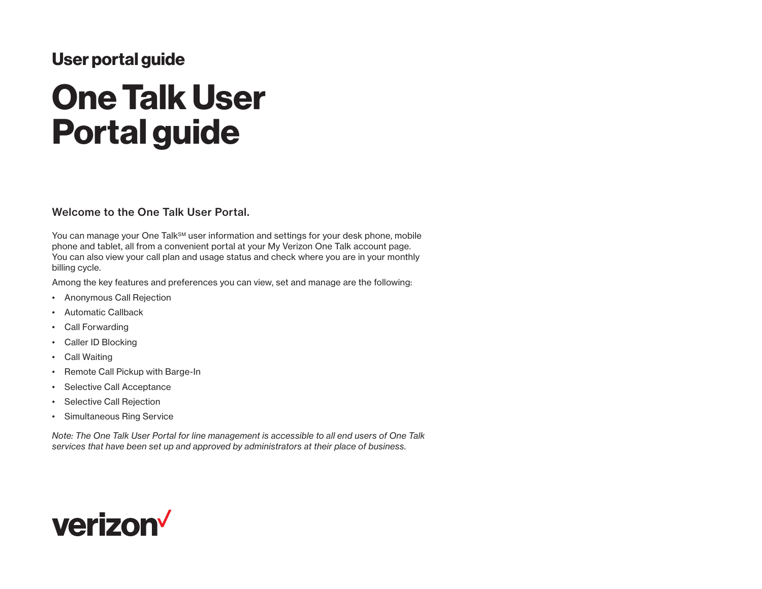User portal guide

# One Talk User Portal guide

## Welcome to the One Talk User Portal.

You can manage your One Talk[SM] user information and settings for your desk phone, mobile phone and tablet, all from a convenient portal at your My Verizon One Talk account page. You can also view your call plan and usage status and check where you are in your monthly billing cycle.

Among the key features and preferences you can view, set and manage are the following:

- Anonymous Call Rejection
- Automatic Callback
- Call Forwarding
- Caller ID Blocking
- Call Waiting
- Remote Call Pickup with Barge-In
- Selective Call Acceptance
- Selective Call Rejection
- Simultaneous Ring Service

*Note: The One Talk User Portal for line management is accessible to all end users of One Talk services that have been set up and approved by administrators at their place of business.*

verizon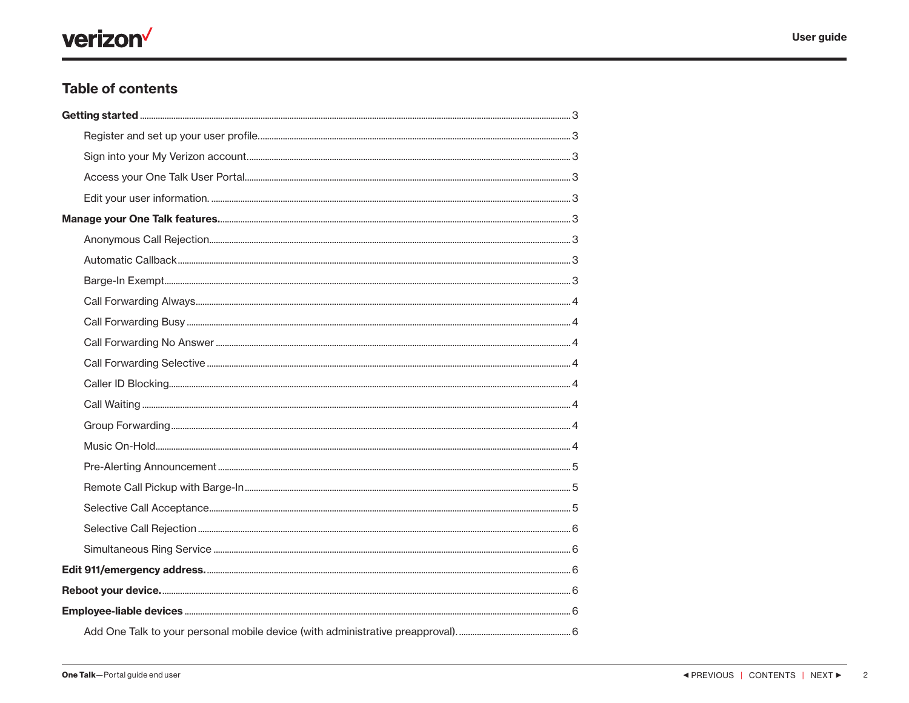## Table of contents

**Getting started** ........ 3

- Register and set up your user profile. ........ 3
- Sign into your My Verizon account. ........ 3
- Access your One Talk User Portal ........ 3
- Edit your user information. ........ 3

**Manage your One Talk features.** ........ 3

- Anonymous Call Rejection ........ 3
- Automatic Callback ........ 3
- Barge-In Exempt ........ 3
- Call Forwarding Always ........ 4
- Call Forwarding Busy ........ 4
- Call Forwarding No Answer ........ 4
- Call Forwarding Selective ........ 4
- Caller ID Blocking ........ 4
- Call Waiting ........ 4
- Group Forwarding ........ 4
- Music On-Hold ........ 4
- Pre-Alerting Announcement ........ 5
- Remote Call Pickup with Barge-In ........ 5
- Selective Call Acceptance ........ 5
- Selective Call Rejection ........ 6
- Simultaneous Ring Service ........ 6

**Edit 911/emergency address.** ........ 6

**Reboot your device.** ........ 6

**Employee-liable devices** ........ 6

- Add One Talk to your personal mobile device (with administrative preapproval). ........ 6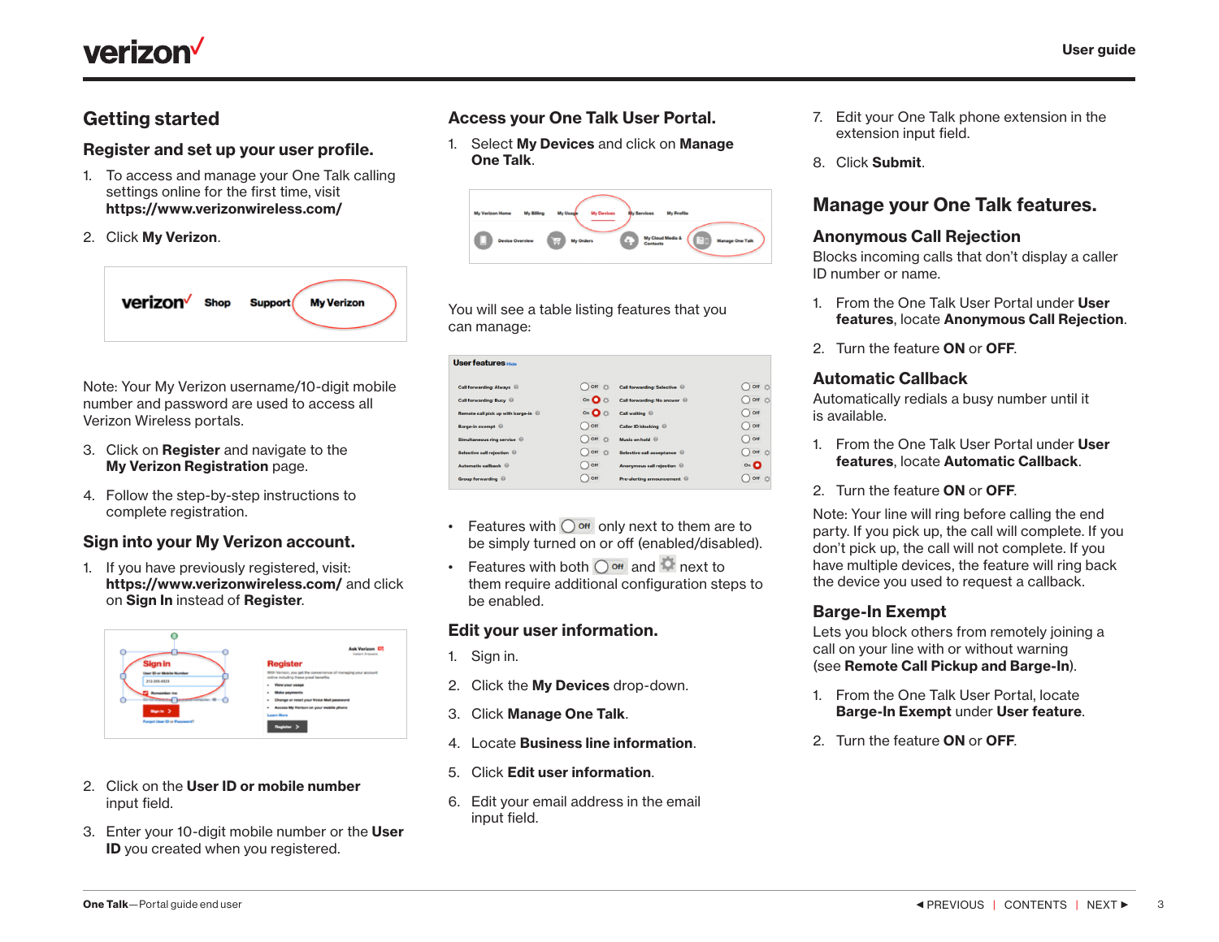## Getting started

### Register and set up your user profile.

1. To access and manage your One Talk calling settings online for the first time, visit **https://www.verizonwireless.com/**
2. Click **My Verizon**.

Note: Your My Verizon username/10-digit mobile number and password are used to access all Verizon Wireless portals.

3. Click on **Register** and navigate to the **My Verizon Registration** page.
4. Follow the step-by-step instructions to complete registration.

### Sign into your My Verizon account.

1. If you have previously registered, visit: **https://www.verizonwireless.com/** and click on **Sign In** instead of **Register**.
2. Click on the **User ID or mobile number** input field.
3. Enter your 10-digit mobile number or the **User ID** you created when you registered.

### Access your One Talk User Portal.

1. Select **My Devices** and click on **Manage One Talk**.

You will see a table listing features that you can manage:

- Features with Off only next to them are to be simply turned on or off (enabled/disabled).
- Features with both Off and ⚙ next to them require additional configuration steps to be enabled.

### Edit your user information.

1. Sign in.
2. Click the **My Devices** drop-down.
3. Click **Manage One Talk**.
4. Locate **Business line information**.
5. Click **Edit user information**.
6. Edit your email address in the email input field.
7. Edit your One Talk phone extension in the extension input field.
8. Click **Submit**.

## Manage your One Talk features.

### Anonymous Call Rejection

Blocks incoming calls that don't display a caller ID number or name.

1. From the One Talk User Portal under **User features**, locate **Anonymous Call Rejection**.
2. Turn the feature **ON** or **OFF**.

### Automatic Callback

Automatically redials a busy number until it is available.

1. From the One Talk User Portal under **User features**, locate **Automatic Callback**.
2. Turn the feature **ON** or **OFF**.

Note: Your line will ring before calling the end party. If you pick up, the call will complete. If you don't pick up, the call will not complete. If you have multiple devices, the feature will ring back the device you used to request a callback.

### Barge-In Exempt

Lets you block others from remotely joining a call on your line with or without warning (see **Remote Call Pickup and Barge-In**).

1. From the One Talk User Portal, locate **Barge-In Exempt** under **User feature**.
2. Turn the feature **ON** or **OFF**.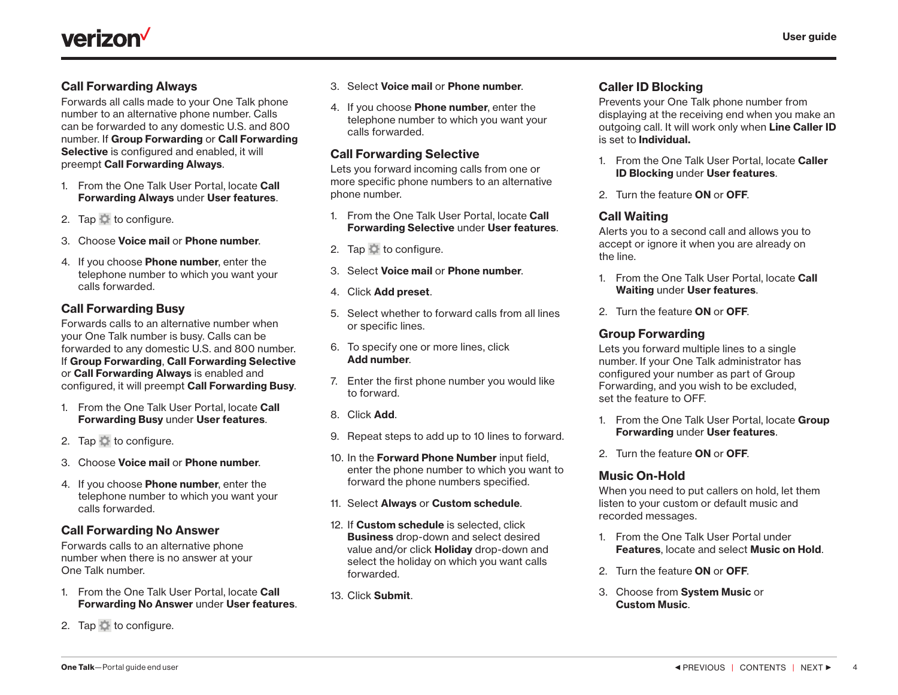## Call Forwarding Always

Forwards all calls made to your One Talk phone number to an alternative phone number. Calls can be forwarded to any domestic U.S. and 800 number. If **Group Forwarding** or **Call Forwarding Selective** is configured and enabled, it will preempt **Call Forwarding Always**.

1. From the One Talk User Portal, locate **Call Forwarding Always** under **User features**.
2. Tap ⚙ to configure.
3. Choose **Voice mail** or **Phone number**.
4. If you choose **Phone number**, enter the telephone number to which you want your calls forwarded.

## Call Forwarding Busy

Forwards calls to an alternative number when your One Talk number is busy. Calls can be forwarded to any domestic U.S. and 800 number. If **Group Forwarding**, **Call Forwarding Selective** or **Call Forwarding Always** is enabled and configured, it will preempt **Call Forwarding Busy**.

1. From the One Talk User Portal, locate **Call Forwarding Busy** under **User features**.
2. Tap ⚙ to configure.
3. Choose **Voice mail** or **Phone number**.
4. If you choose **Phone number**, enter the telephone number to which you want your calls forwarded.

## Call Forwarding No Answer

Forwards calls to an alternative phone number when there is no answer at your One Talk number.

1. From the One Talk User Portal, locate **Call Forwarding No Answer** under **User features**.
2. Tap ⚙ to configure.
3. Select **Voice mail** or **Phone number**.
4. If you choose **Phone number**, enter the telephone number to which you want your calls forwarded.

## Call Forwarding Selective

Lets you forward incoming calls from one or more specific phone numbers to an alternative phone number.

1. From the One Talk User Portal, locate **Call Forwarding Selective** under **User features**.
2. Tap ⚙ to configure.
3. Select **Voice mail** or **Phone number**.
4. Click **Add preset**.
5. Select whether to forward calls from all lines or specific lines.
6. To specify one or more lines, click **Add number**.
7. Enter the first phone number you would like to forward.
8. Click **Add**.
9. Repeat steps to add up to 10 lines to forward.
10. In the **Forward Phone Number** input field, enter the phone number to which you want to forward the phone numbers specified.
11. Select **Always** or **Custom schedule**.
12. If **Custom schedule** is selected, click **Business** drop-down and select desired value and/or click **Holiday** drop-down and select the holiday on which you want calls forwarded.
13. Click **Submit**.

## Caller ID Blocking

Prevents your One Talk phone number from displaying at the receiving end when you make an outgoing call. It will work only when **Line Caller ID** is set to **Individual.**

1. From the One Talk User Portal, locate **Caller ID Blocking** under **User features**.
2. Turn the feature **ON** or **OFF**.

## Call Waiting

Alerts you to a second call and allows you to accept or ignore it when you are already on the line.

1. From the One Talk User Portal, locate **Call Waiting** under **User features**.
2. Turn the feature **ON** or **OFF**.

## Group Forwarding

Lets you forward multiple lines to a single number. If your One Talk administrator has configured your number as part of Group Forwarding, and you wish to be excluded, set the feature to OFF.

1. From the One Talk User Portal, locate **Group Forwarding** under **User features**.
2. Turn the feature **ON** or **OFF**.

## Music On-Hold

When you need to put callers on hold, let them listen to your custom or default music and recorded messages.

1. From the One Talk User Portal under **Features**, locate and select **Music on Hold**.
2. Turn the feature **ON** or **OFF**.
3. Choose from **System Music** or **Custom Music**.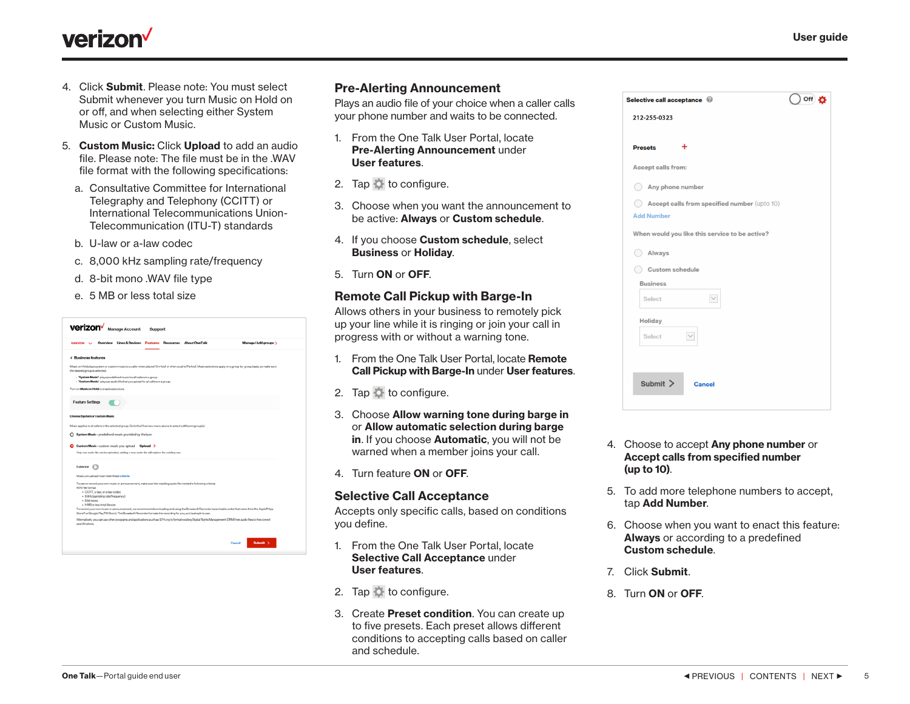4. Click **Submit**. Please note: You must select Submit whenever you turn Music on Hold on or off, and when selecting either System Music or Custom Music.

5. **Custom Music:** Click **Upload** to add an audio file. Please note: The file must be in the .WAV file format with the following specifications:
   a. Consultative Committee for International Telegraphy and Telephony (CCITT) or International Telecommunications Union-Telecommunication (ITU-T) standards
   b. U-law or a-law codec
   c. 8,000 kHz sampling rate/frequency
   d. 8-bit mono .WAV file type
   e. 5 MB or less total size

## Pre-Alerting Announcement

Plays an audio file of your choice when a caller calls your phone number and waits to be connected.

1. From the One Talk User Portal, locate **Pre-Alerting Announcement** under **User features**.
2. Tap ⚙ to configure.
3. Choose when you want the announcement to be active: **Always** or **Custom schedule**.
4. If you choose **Custom schedule**, select **Business** or **Holiday**.
5. Turn **ON** or **OFF**.

## Remote Call Pickup with Barge-In

Allows others in your business to remotely pick up your line while it is ringing or join your call in progress with or without a warning tone.

1. From the One Talk User Portal, locate **Remote Call Pickup with Barge-In** under **User features**.
2. Tap ⚙ to configure.
3. Choose **Allow warning tone during barge in** or **Allow automatic selection during barge in**. If you choose **Automatic**, you will not be warned when a member joins your call.
4. Turn feature **ON** or **OFF**.

## Selective Call Acceptance

Accepts only specific calls, based on conditions you define.

1. From the One Talk User Portal, locate **Selective Call Acceptance** under **User features**.
2. Tap ⚙ to configure.
3. Create **Preset condition**. You can create up to five presets. Each preset allows different conditions to accepting calls based on caller and schedule.
4. Choose to accept **Any phone number** or **Accept calls from specified number (up to 10)**.
5. To add more telephone numbers to accept, tap **Add Number**.
6. Choose when you want to enact this feature: **Always** or according to a predefined **Custom schedule**.
7. Click **Submit**.
8. Turn **ON** or **OFF**.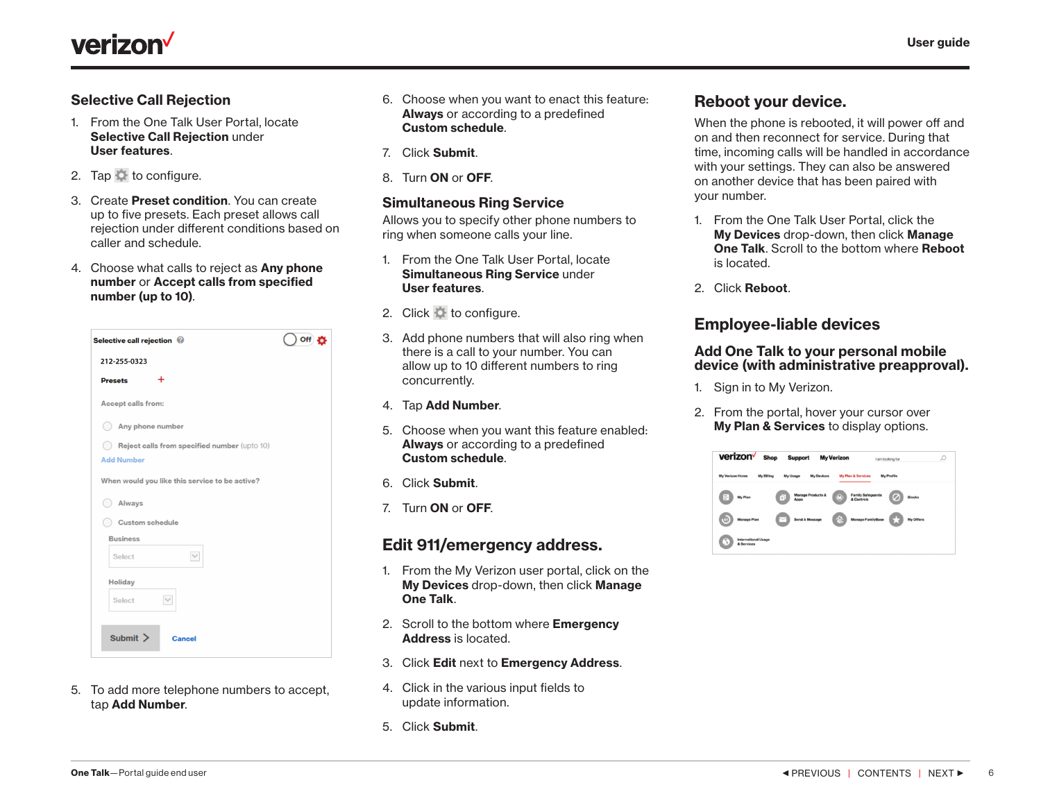## Selective Call Rejection

1. From the One Talk User Portal, locate **Selective Call Rejection** under **User features**.
2. Tap ⚙ to configure.
3. Create **Preset condition**. You can create up to five presets. Each preset allows call rejection under different conditions based on caller and schedule.
4. Choose what calls to reject as **Any phone number** or **Accept calls from specified number (up to 10)**.
5. To add more telephone numbers to accept, tap **Add Number**.
6. Choose when you want to enact this feature: **Always** or according to a predefined **Custom schedule**.
7. Click **Submit**.
8. Turn **ON** or **OFF**.

## Simultaneous Ring Service

Allows you to specify other phone numbers to ring when someone calls your line.

1. From the One Talk User Portal, locate **Simultaneous Ring Service** under **User features**.
2. Click ⚙ to configure.
3. Add phone numbers that will also ring when there is a call to your number. You can allow up to 10 different numbers to ring concurrently.
4. Tap **Add Number**.
5. Choose when you want this feature enabled: **Always** or according to a predefined **Custom schedule**.
6. Click **Submit**.
7. Turn **ON** or **OFF**.

## Edit 911/emergency address.

1. From the My Verizon user portal, click on the **My Devices** drop-down, then click **Manage One Talk**.
2. Scroll to the bottom where **Emergency Address** is located.
3. Click **Edit** next to **Emergency Address**.
4. Click in the various input fields to update information.
5. Click **Submit**.

## Reboot your device.

When the phone is rebooted, it will power off and on and then reconnect for service. During that time, incoming calls will be handled in accordance with your settings. They can also be answered on another device that has been paired with your number.

1. From the One Talk User Portal, click the **My Devices** drop-down, then click **Manage One Talk**. Scroll to the bottom where **Reboot** is located.
2. Click **Reboot**.

## Employee-liable devices

### Add One Talk to your personal mobile device (with administrative preapproval).

1. Sign in to My Verizon.
2. From the portal, hover your cursor over **My Plan & Services** to display options.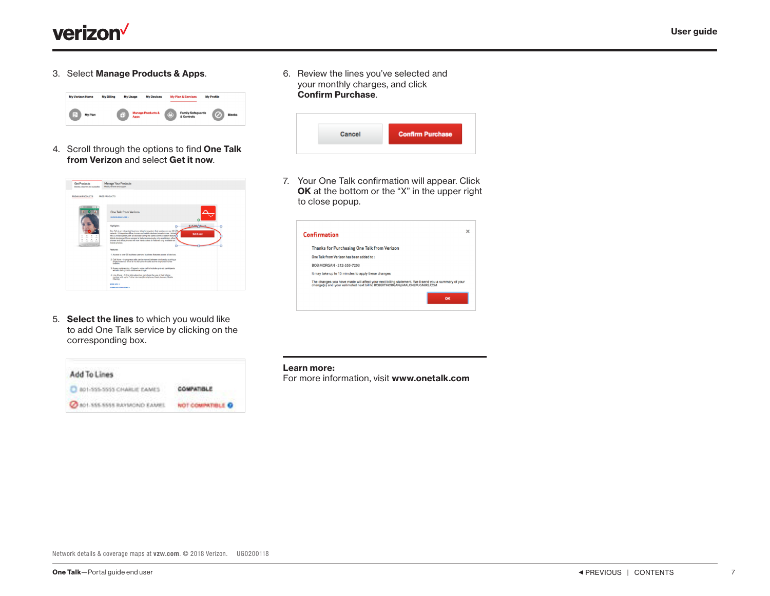3. Select **Manage Products & Apps**.

4. Scroll through the options to find **One Talk from Verizon** and select **Get it now**.

5. **Select the lines** to which you would like to add One Talk service by clicking on the corresponding box.

6. Review the lines you've selected and your monthly charges, and click **Confirm Purchase**.

7. Your One Talk confirmation will appear. Click **OK** at the bottom or the "X" in the upper right to close popup.

**Learn more:**
For more information, visit **www.onetalk.com**

Network details & coverage maps at **vzw.com**. © 2018 Verizon. UG0200118